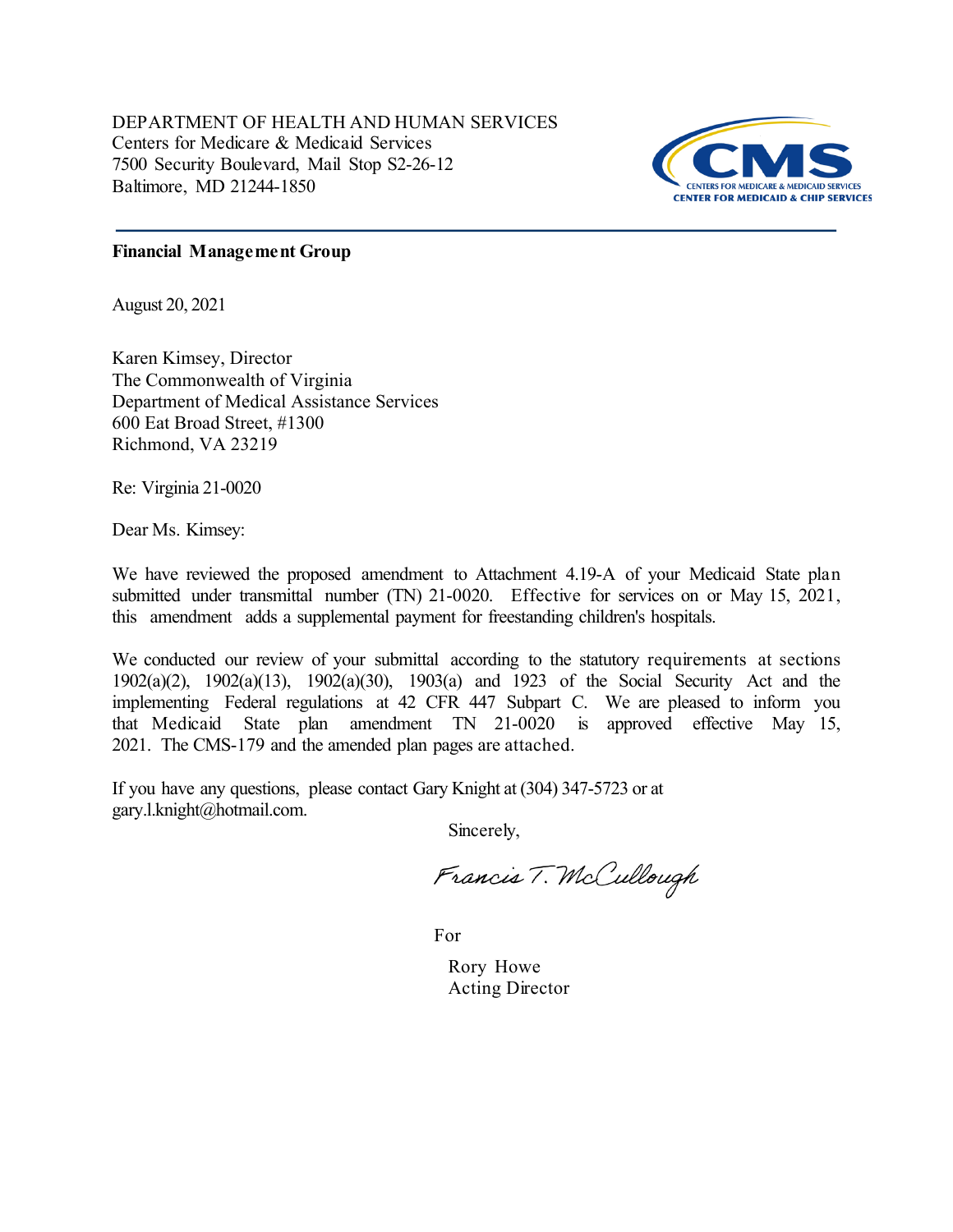DEPARTMENT OF HEALTH AND HUMAN SERVICES
Centers for Medicare & Medicaid Services
7500 Security Boulevard, Mail Stop S2-26-12
Baltimore, MD 21244-1850

CMS
CENTERS FOR MEDICARE & MEDICAID SERVICES
CENTER FOR MEDICAID & CHIP SERVICES

**Financial Management Group**

August 20, 2021

Karen Kimsey, Director
The Commonwealth of Virginia
Department of Medical Assistance Services
600 Eat Broad Street, #1300
Richmond, VA 23219

Re: Virginia 21-0020

Dear Ms. Kimsey:

We have reviewed the proposed amendment to Attachment 4.19-A of your Medicaid State plan submitted under transmittal number (TN) 21-0020. Effective for services on or May 15, 2021, this amendment adds a supplemental payment for freestanding children's hospitals.

We conducted our review of your submittal according to the statutory requirements at sections 1902(a)(2), 1902(a)(13), 1902(a)(30), 1903(a) and 1923 of the Social Security Act and the implementing Federal regulations at 42 CFR 447 Subpart C. We are pleased to inform you that Medicaid State plan amendment TN 21-0020 is approved effective May 15, 2021. The CMS-179 and the amended plan pages are attached.

If you have any questions, please contact Gary Knight at (304) 347-5723 or at gary.l.knight@hotmail.com.

Sincerely,

Francis T. McCullough

For

Rory Howe
Acting Director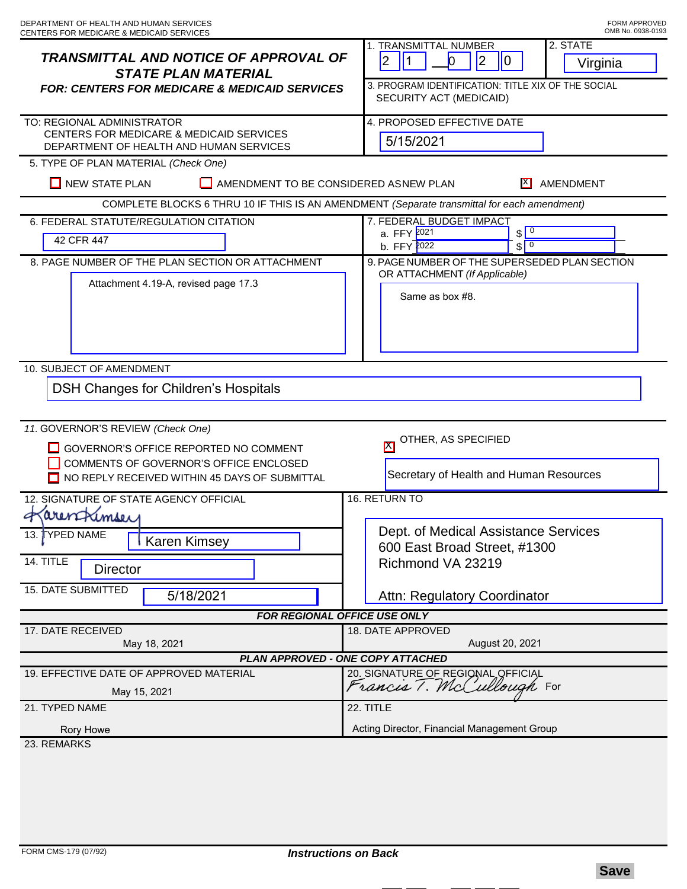DEPARTMENT OF HEALTH AND HUMAN SERVICES
CENTERS FOR MEDICARE & MEDICAID SERVICES

FORM APPROVED
OMB No. 0938-0193

# TRANSMITTAL AND NOTICE OF APPROVAL OF STATE PLAN MATERIAL

**FOR: CENTERS FOR MEDICARE & MEDICAID SERVICES**

1. TRANSMITTAL NUMBER: 2 1 — 0 2 0
2. STATE: Virginia
3. PROGRAM IDENTIFICATION: TITLE XIX OF THE SOCIAL SECURITY ACT (MEDICAID)

TO: REGIONAL ADMINISTRATOR
CENTERS FOR MEDICARE & MEDICAID SERVICES
DEPARTMENT OF HEALTH AND HUMAN SERVICES

4. PROPOSED EFFECTIVE DATE: 5/15/2021

5. TYPE OF PLAN MATERIAL *(Check One)*

- [ ] NEW STATE PLAN
- [ ] AMENDMENT TO BE CONSIDERED AS NEW PLAN
- [x] AMENDMENT

COMPLETE BLOCKS 6 THRU 10 IF THIS IS AN AMENDMENT *(Separate transmittal for each amendment)*

6. FEDERAL STATUTE/REGULATION CITATION: 42 CFR 447

7. FEDERAL BUDGET IMPACT
   a. FFY 2021 $ 0
   b. FFY 2022 $ 0

8. PAGE NUMBER OF THE PLAN SECTION OR ATTACHMENT: Attachment 4.19-A, revised page 17.3

9. PAGE NUMBER OF THE SUPERSEDED PLAN SECTION OR ATTACHMENT *(If Applicable)*: Same as box #8.

10. SUBJECT OF AMENDMENT: DSH Changes for Children's Hospitals

11. GOVERNOR'S REVIEW *(Check One)*

- [ ] GOVERNOR'S OFFICE REPORTED NO COMMENT
- [ ] COMMENTS OF GOVERNOR'S OFFICE ENCLOSED
- [ ] NO REPLY RECEIVED WITHIN 45 DAYS OF SUBMITTAL
- [x] OTHER, AS SPECIFIED: Secretary of Health and Human Resources

12. SIGNATURE OF STATE AGENCY OFFICIAL: Karen Kimsey

13. TYPED NAME: Karen Kimsey

14. TITLE: Director

15. DATE SUBMITTED: 5/18/2021

16. RETURN TO:
Dept. of Medical Assistance Services
600 East Broad Street, #1300
Richmond VA 23219

Attn: Regulatory Coordinator

**FOR REGIONAL OFFICE USE ONLY**

17. DATE RECEIVED: May 18, 2021

18. DATE APPROVED: August 20, 2021

**PLAN APPROVED - ONE COPY ATTACHED**

19. EFFECTIVE DATE OF APPROVED MATERIAL: May 15, 2021

20. SIGNATURE OF REGIONAL OFFICIAL: Francis T. McCullough For

21. TYPED NAME: Rory Howe

22. TITLE: Acting Director, Financial Management Group

23. REMARKS

FORM CMS-179 (07/92)

***Instructions on Back***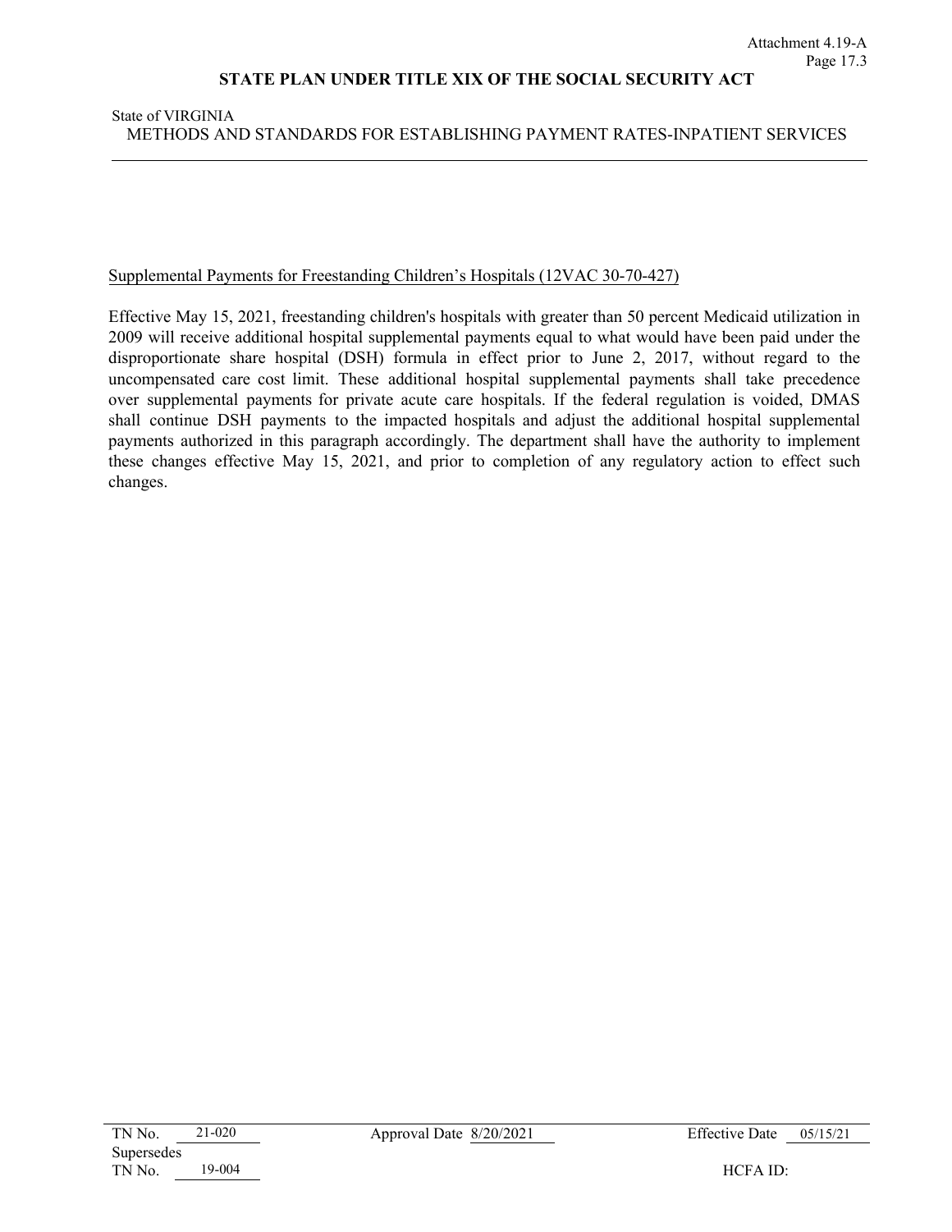## Supplemental Payments for Freestanding Children's Hospitals (12VAC 30-70-427)

Effective May 15, 2021, freestanding children's hospitals with greater than 50 percent Medicaid utilization in 2009 will receive additional hospital supplemental payments equal to what would have been paid under the disproportionate share hospital (DSH) formula in effect prior to June 2, 2017, without regard to the uncompensated care cost limit. These additional hospital supplemental payments shall take precedence over supplemental payments for private acute care hospitals. If the federal regulation is voided, DMAS shall continue DSH payments to the impacted hospitals and adjust the additional hospital supplemental payments authorized in this paragraph accordingly. The department shall have the authority to implement these changes effective May 15, 2021, and prior to completion of any regulatory action to effect such changes.